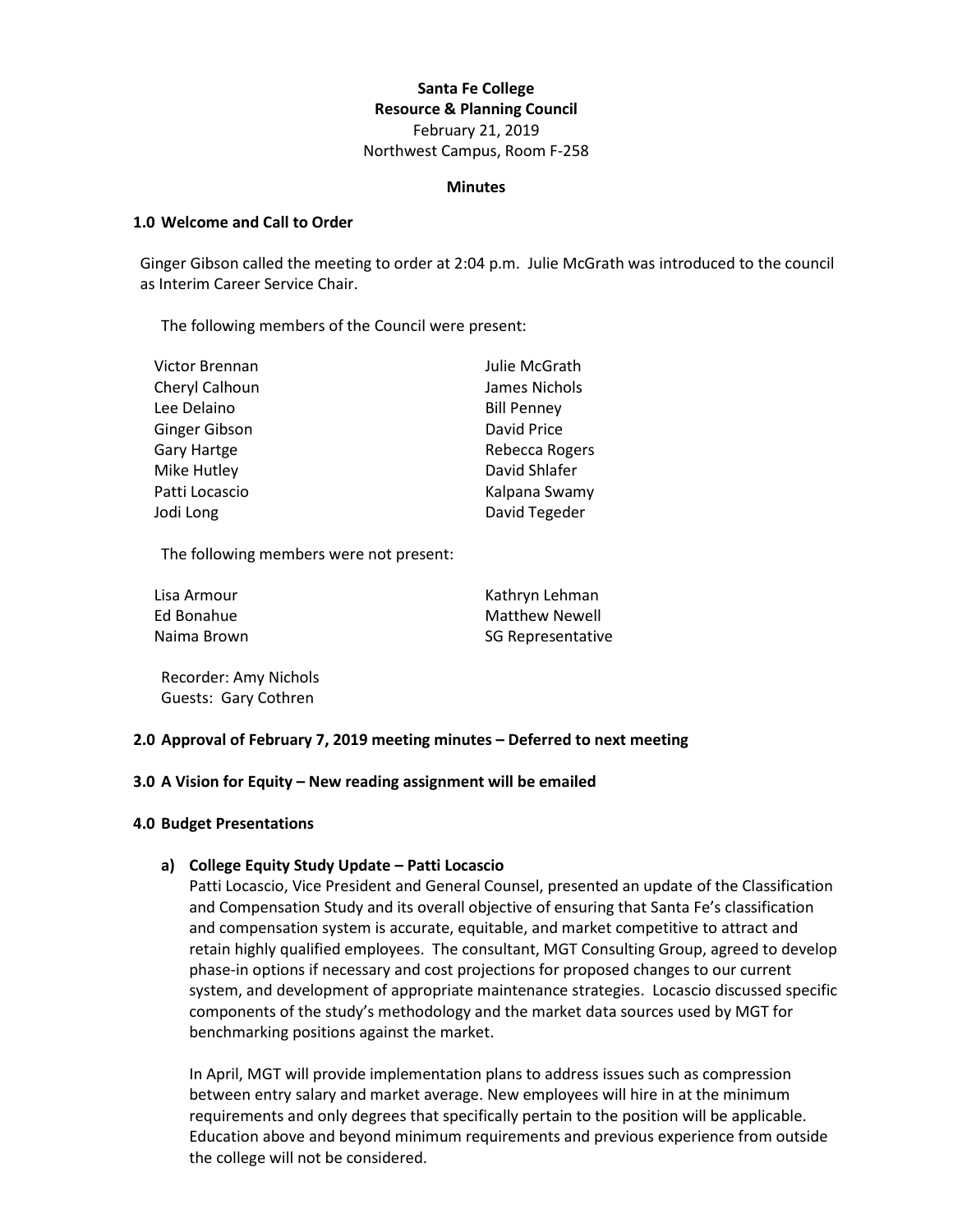**Santa Fe College**
**Resource & Planning Council**
February 21, 2019
Northwest Campus, Room F-258

**Minutes**

## 1.0 Welcome and Call to Order

Ginger Gibson called the meeting to order at 2:04 p.m. Julie McGrath was introduced to the council as Interim Career Service Chair.

The following members of the Council were present:

| | |
|---|---|
| Victor Brennan | Julie McGrath |
| Cheryl Calhoun | James Nichols |
| Lee Delaino | Bill Penney |
| Ginger Gibson | David Price |
| Gary Hartge | Rebecca Rogers |
| Mike Hutley | David Shlafer |
| Patti Locascio | Kalpana Swamy |
| Jodi Long | David Tegeder |

The following members were not present:

| | |
|---|---|
| Lisa Armour | Kathryn Lehman |
| Ed Bonahue | Matthew Newell |
| Naima Brown | SG Representative |

Recorder: Amy Nichols
Guests: Gary Cothren

## 2.0 Approval of February 7, 2019 meeting minutes – Deferred to next meeting

## 3.0 A Vision for Equity – New reading assignment will be emailed

## 4.0 Budget Presentations

### a) College Equity Study Update – Patti Locascio

Patti Locascio, Vice President and General Counsel, presented an update of the Classification and Compensation Study and its overall objective of ensuring that Santa Fe's classification and compensation system is accurate, equitable, and market competitive to attract and retain highly qualified employees. The consultant, MGT Consulting Group, agreed to develop phase-in options if necessary and cost projections for proposed changes to our current system, and development of appropriate maintenance strategies. Locascio discussed specific components of the study's methodology and the market data sources used by MGT for benchmarking positions against the market.

In April, MGT will provide implementation plans to address issues such as compression between entry salary and market average. New employees will hire in at the minimum requirements and only degrees that specifically pertain to the position will be applicable. Education above and beyond minimum requirements and previous experience from outside the college will not be considered.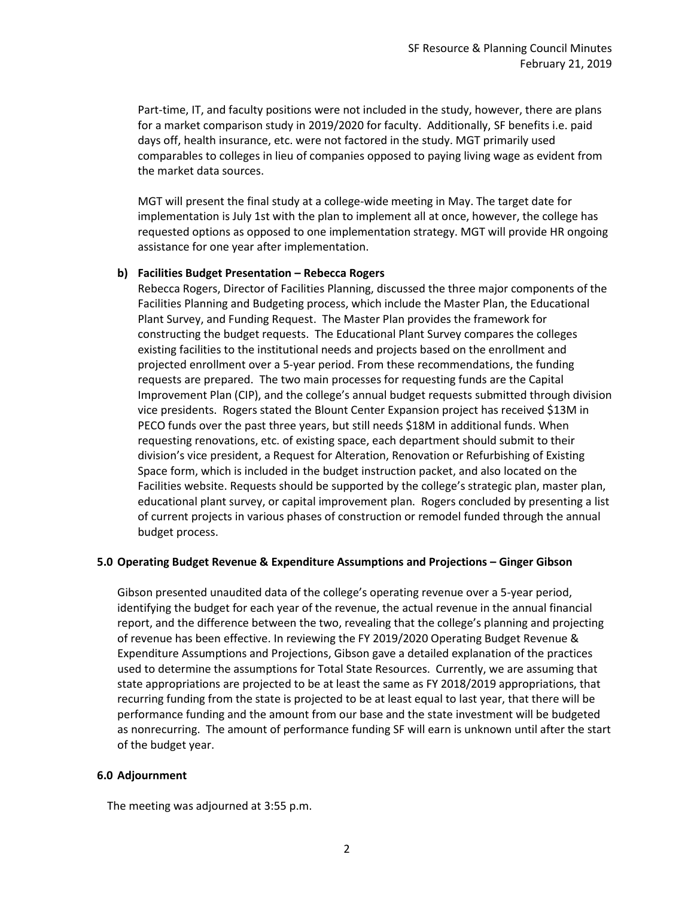Part-time, IT, and faculty positions were not included in the study, however, there are plans for a market comparison study in 2019/2020 for faculty. Additionally, SF benefits i.e. paid days off, health insurance, etc. were not factored in the study. MGT primarily used comparables to colleges in lieu of companies opposed to paying living wage as evident from the market data sources.

MGT will present the final study at a college-wide meeting in May. The target date for implementation is July 1st with the plan to implement all at once, however, the college has requested options as opposed to one implementation strategy. MGT will provide HR ongoing assistance for one year after implementation.

**b) Facilities Budget Presentation – Rebecca Rogers**

Rebecca Rogers, Director of Facilities Planning, discussed the three major components of the Facilities Planning and Budgeting process, which include the Master Plan, the Educational Plant Survey, and Funding Request. The Master Plan provides the framework for constructing the budget requests. The Educational Plant Survey compares the colleges existing facilities to the institutional needs and projects based on the enrollment and projected enrollment over a 5-year period. From these recommendations, the funding requests are prepared. The two main processes for requesting funds are the Capital Improvement Plan (CIP), and the college's annual budget requests submitted through division vice presidents. Rogers stated the Blount Center Expansion project has received $13M in PECO funds over the past three years, but still needs $18M in additional funds. When requesting renovations, etc. of existing space, each department should submit to their division's vice president, a Request for Alteration, Renovation or Refurbishing of Existing Space form, which is included in the budget instruction packet, and also located on the Facilities website. Requests should be supported by the college's strategic plan, master plan, educational plant survey, or capital improvement plan. Rogers concluded by presenting a list of current projects in various phases of construction or remodel funded through the annual budget process.

## 5.0 Operating Budget Revenue & Expenditure Assumptions and Projections – Ginger Gibson

Gibson presented unaudited data of the college's operating revenue over a 5-year period, identifying the budget for each year of the revenue, the actual revenue in the annual financial report, and the difference between the two, revealing that the college's planning and projecting of revenue has been effective. In reviewing the FY 2019/2020 Operating Budget Revenue & Expenditure Assumptions and Projections, Gibson gave a detailed explanation of the practices used to determine the assumptions for Total State Resources. Currently, we are assuming that state appropriations are projected to be at least the same as FY 2018/2019 appropriations, that recurring funding from the state is projected to be at least equal to last year, that there will be performance funding and the amount from our base and the state investment will be budgeted as nonrecurring. The amount of performance funding SF will earn is unknown until after the start of the budget year.

## 6.0 Adjournment

The meeting was adjourned at 3:55 p.m.